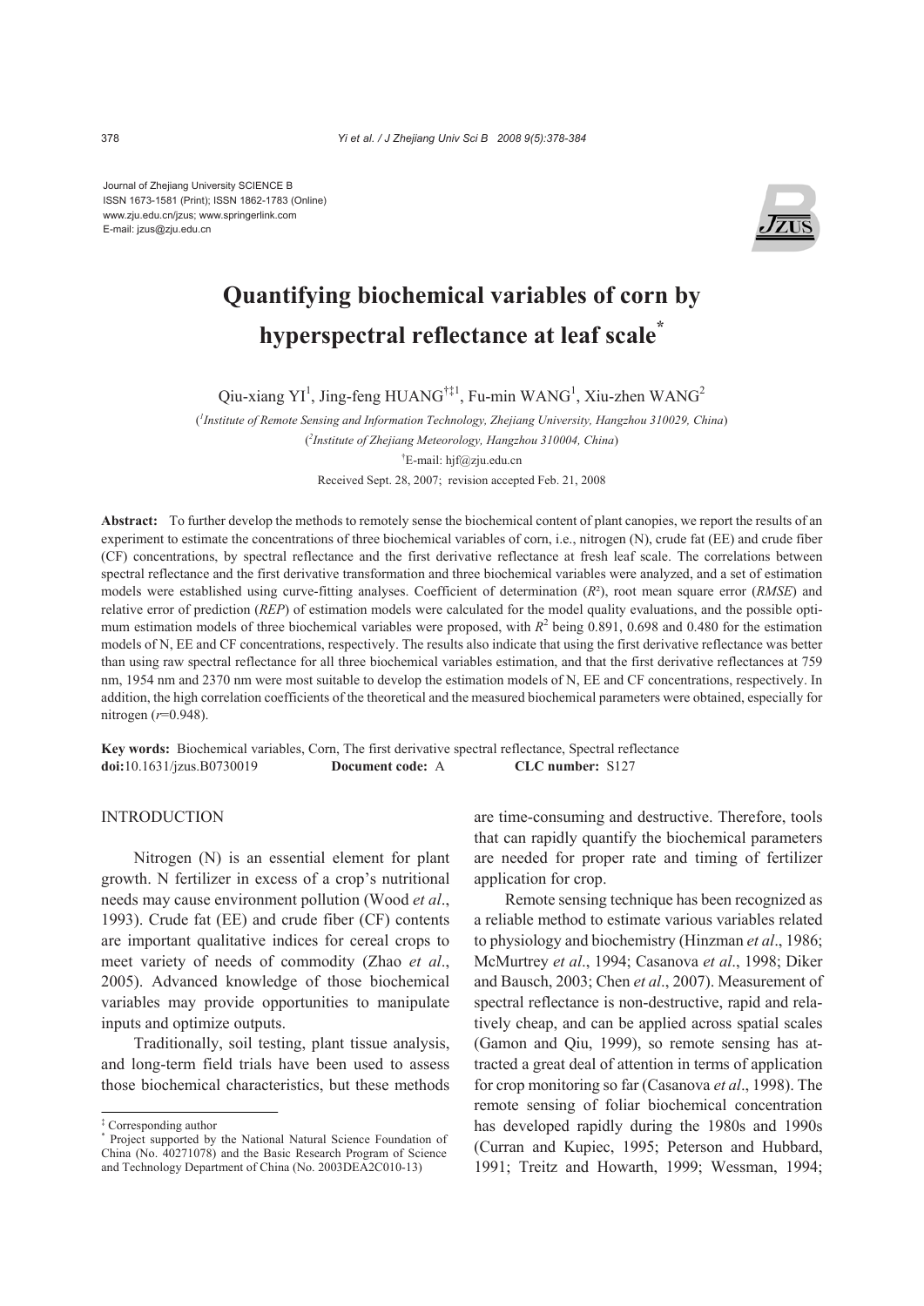Journal of Zhejiang University SCIENCE B
ISSN 1673-1581 (Print); ISSN 1862-1783 (Online)
www.zju.edu.cn/jzus; www.springerlink.com
E-mail: jzus@zju.edu.cn

# Quantifying biochemical variables of corn by hyperspectral reflectance at leaf scale*

Qiu-xiang YI[1], Jing-feng HUANG[†‡1], Fu-min WANG[1], Xiu-zhen WANG[2]

([1]Institute of Remote Sensing and Information Technology, Zhejiang University, Hangzhou 310029, China)

([2]Institute of Zhejiang Meteorology, Hangzhou 310004, China)

[†]E-mail: hjf@zju.edu.cn

Received Sept. 28, 2007; revision accepted Feb. 21, 2008

**Abstract:** To further develop the methods to remotely sense the biochemical content of plant canopies, we report the results of an experiment to estimate the concentrations of three biochemical variables of corn, i.e., nitrogen (N), crude fat (EE) and crude fiber (CF) concentrations, by spectral reflectance and the first derivative reflectance at fresh leaf scale. The correlations between spectral reflectance and the first derivative transformation and three biochemical variables were analyzed, and a set of estimation models were established using curve-fitting analyses. Coefficient of determination ($R^2$), root mean square error (*RMSE*) and relative error of prediction (*REP*) of estimation models were calculated for the model quality evaluations, and the possible optimum estimation models of three biochemical variables were proposed, with $R^2$ being 0.891, 0.698 and 0.480 for the estimation models of N, EE and CF concentrations, respectively. The results also indicate that using the first derivative reflectance was better than using raw spectral reflectance for all three biochemical variables estimation, and that the first derivative reflectances at 759 nm, 1954 nm and 2370 nm were most suitable to develop the estimation models of N, EE and CF concentrations, respectively. In addition, the high correlation coefficients of the theoretical and the measured biochemical parameters were obtained, especially for nitrogen ($r$=0.948).

**Key words:** Biochemical variables, Corn, The first derivative spectral reflectance, Spectral reflectance
**doi:**10.1631/jzus.B0730019 **Document code:** A **CLC number:** S127

## INTRODUCTION

Nitrogen (N) is an essential element for plant growth. N fertilizer in excess of a crop's nutritional needs may cause environment pollution (Wood *et al*., 1993). Crude fat (EE) and crude fiber (CF) contents are important qualitative indices for cereal crops to meet variety of needs of commodity (Zhao *et al*., 2005). Advanced knowledge of those biochemical variables may provide opportunities to manipulate inputs and optimize outputs.

Traditionally, soil testing, plant tissue analysis, and long-term field trials have been used to assess those biochemical characteristics, but these methods are time-consuming and destructive. Therefore, tools that can rapidly quantify the biochemical parameters are needed for proper rate and timing of fertilizer application for crop.

Remote sensing technique has been recognized as a reliable method to estimate various variables related to physiology and biochemistry (Hinzman *et al*., 1986; McMurtrey *et al*., 1994; Casanova *et al*., 1998; Diker and Bausch, 2003; Chen *et al*., 2007). Measurement of spectral reflectance is non-destructive, rapid and relatively cheap, and can be applied across spatial scales (Gamon and Qiu, 1999), so remote sensing has attracted a great deal of attention in terms of application for crop monitoring so far (Casanova *et al*., 1998). The remote sensing of foliar biochemical concentration has developed rapidly during the 1980s and 1990s (Curran and Kupiec, 1995; Peterson and Hubbard, 1991; Treitz and Howarth, 1999; Wessman, 1994;

---

‡ Corresponding author
* Project supported by the National Natural Science Foundation of China (No. 40271078) and the Basic Research Program of Science and Technology Department of China (No. 2003DEA2C010-13)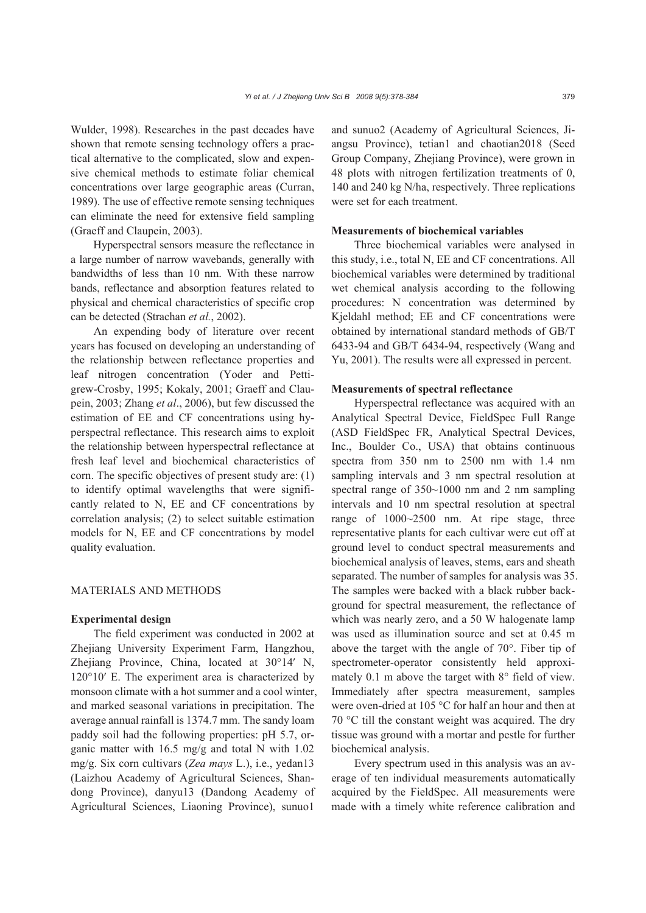Wulder, 1998). Researches in the past decades have shown that remote sensing technology offers a practical alternative to the complicated, slow and expensive chemical methods to estimate foliar chemical concentrations over large geographic areas (Curran, 1989). The use of effective remote sensing techniques can eliminate the need for extensive field sampling (Graeff and Claupein, 2003).

Hyperspectral sensors measure the reflectance in a large number of narrow wavebands, generally with bandwidths of less than 10 nm. With these narrow bands, reflectance and absorption features related to physical and chemical characteristics of specific crop can be detected (Strachan *et al.*, 2002).

An expending body of literature over recent years has focused on developing an understanding of the relationship between reflectance properties and leaf nitrogen concentration (Yoder and Pettigrew-Crosby, 1995; Kokaly, 2001; Graeff and Claupein, 2003; Zhang *et al*., 2006), but few discussed the estimation of EE and CF concentrations using hyperspectral reflectance. This research aims to exploit the relationship between hyperspectral reflectance at fresh leaf level and biochemical characteristics of corn. The specific objectives of present study are: (1) to identify optimal wavelengths that were significantly related to N, EE and CF concentrations by correlation analysis; (2) to select suitable estimation models for N, EE and CF concentrations by model quality evaluation.

## MATERIALS AND METHODS

### Experimental design

The field experiment was conducted in 2002 at Zhejiang University Experiment Farm, Hangzhou, Zhejiang Province, China, located at 30°14′ N, 120°10′ E. The experiment area is characterized by monsoon climate with a hot summer and a cool winter, and marked seasonal variations in precipitation. The average annual rainfall is 1374.7 mm. The sandy loam paddy soil had the following properties: pH 5.7, organic matter with 16.5 mg/g and total N with 1.02 mg/g. Six corn cultivars (*Zea mays* L.), i.e., yedan13 (Laizhou Academy of Agricultural Sciences, Shandong Province), danyu13 (Dandong Academy of Agricultural Sciences, Liaoning Province), sunuo1 and sunuo2 (Academy of Agricultural Sciences, Jiangsu Province), tetian1 and chaotian2018 (Seed Group Company, Zhejiang Province), were grown in 48 plots with nitrogen fertilization treatments of 0, 140 and 240 kg N/ha, respectively. Three replications were set for each treatment.

### Measurements of biochemical variables

Three biochemical variables were analysed in this study, i.e., total N, EE and CF concentrations. All biochemical variables were determined by traditional wet chemical analysis according to the following procedures: N concentration was determined by Kjeldahl method; EE and CF concentrations were obtained by international standard methods of GB/T 6433-94 and GB/T 6434-94, respectively (Wang and Yu, 2001). The results were all expressed in percent.

### Measurements of spectral reflectance

Hyperspectral reflectance was acquired with an Analytical Spectral Device, FieldSpec Full Range (ASD FieldSpec FR, Analytical Spectral Devices, Inc., Boulder Co., USA) that obtains continuous spectra from 350 nm to 2500 nm with 1.4 nm sampling intervals and 3 nm spectral resolution at spectral range of 350~1000 nm and 2 nm sampling intervals and 10 nm spectral resolution at spectral range of 1000~2500 nm. At ripe stage, three representative plants for each cultivar were cut off at ground level to conduct spectral measurements and biochemical analysis of leaves, stems, ears and sheath separated. The number of samples for analysis was 35. The samples were backed with a black rubber background for spectral measurement, the reflectance of which was nearly zero, and a 50 W halogenate lamp was used as illumination source and set at 0.45 m above the target with the angle of 70°. Fiber tip of spectrometer-operator consistently held approximately 0.1 m above the target with 8° field of view. Immediately after spectra measurement, samples were oven-dried at 105 °C for half an hour and then at 70 °C till the constant weight was acquired. The dry tissue was ground with a mortar and pestle for further biochemical analysis.

Every spectrum used in this analysis was an average of ten individual measurements automatically acquired by the FieldSpec. All measurements were made with a timely white reference calibration and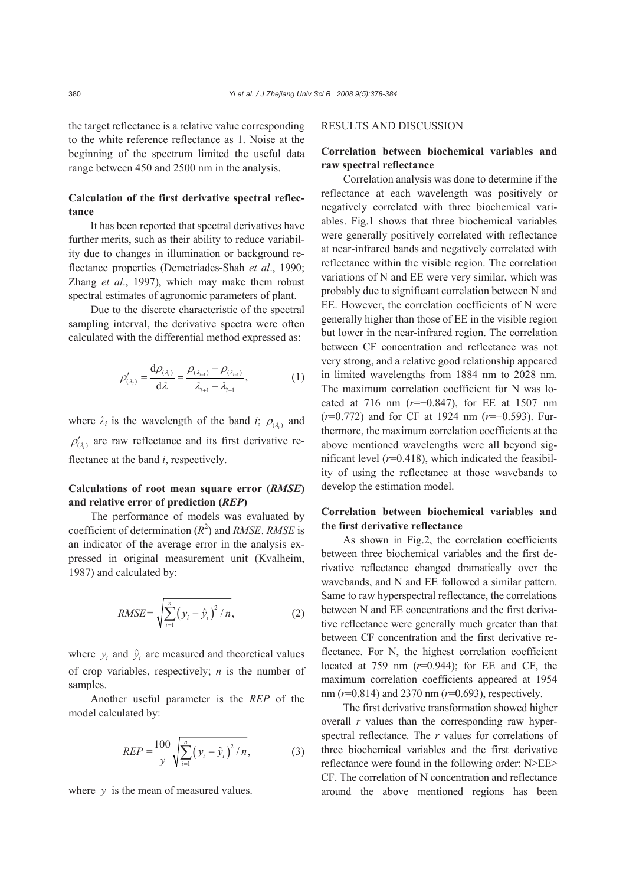the target reflectance is a relative value corresponding to the white reference reflectance as 1. Noise at the beginning of the spectrum limited the useful data range between 450 and 2500 nm in the analysis.

### Calculation of the first derivative spectral reflectance

It has been reported that spectral derivatives have further merits, such as their ability to reduce variability due to changes in illumination or background reflectance properties (Demetriades-Shah *et al*., 1990; Zhang *et al*., 1997), which may make them robust spectral estimates of agronomic parameters of plant.

Due to the discrete characteristic of the spectral sampling interval, the derivative spectra were often calculated with the differential method expressed as:

$$\rho'_{(\lambda_i)} = \frac{\mathrm{d}\rho_{(\lambda_i)}}{\mathrm{d}\lambda} = \frac{\rho_{(\lambda_{i+1})} - \rho_{(\lambda_{i-1})}}{\lambda_{i+1} - \lambda_{i-1}}, \qquad (1)$$

where $\lambda_i$ is the wavelength of the band *i*; $\rho_{(\lambda_i)}$ and $\rho'_{(\lambda_i)}$ are raw reflectance and its first derivative reflectance at the band *i*, respectively.

### Calculations of root mean square error (*RMSE*) and relative error of prediction (*REP*)

The performance of models was evaluated by coefficient of determination ($R^2$) and *RMSE*. *RMSE* is an indicator of the average error in the analysis expressed in original measurement unit (Kvalheim, 1987) and calculated by:

$$RMSE = \sqrt{\sum_{i=1}^{n} \left(y_i - \hat{y}_i\right)^2 / n}, \qquad (2)$$

where $y_i$ and $\hat{y}_i$ are measured and theoretical values of crop variables, respectively; *n* is the number of samples.

Another useful parameter is the *REP* of the model calculated by:

$$REP = \frac{100}{\overline{y}} \sqrt{\sum_{i=1}^{n} \left(y_i - \hat{y}_i\right)^2 / n}, \qquad (3)$$

where $\overline{y}$ is the mean of measured values.

## RESULTS AND DISCUSSION

### Correlation between biochemical variables and raw spectral reflectance

Correlation analysis was done to determine if the reflectance at each wavelength was positively or negatively correlated with three biochemical variables. Fig.1 shows that three biochemical variables were generally positively correlated with reflectance at near-infrared bands and negatively correlated with reflectance within the visible region. The correlation variations of N and EE were very similar, which was probably due to significant correlation between N and EE. However, the correlation coefficients of N were generally higher than those of EE in the visible region but lower in the near-infrared region. The correlation between CF concentration and reflectance was not very strong, and a relative good relationship appeared in limited wavelengths from 1884 nm to 2028 nm. The maximum correlation coefficient for N was located at 716 nm ($r$=−0.847), for EE at 1507 nm ($r$=0.772) and for CF at 1924 nm ($r$=−0.593). Furthermore, the maximum correlation coefficients at the above mentioned wavelengths were all beyond significant level ($r$=0.418), which indicated the feasibility of using the reflectance at those wavebands to develop the estimation model.

### Correlation between biochemical variables and the first derivative reflectance

As shown in Fig.2, the correlation coefficients between three biochemical variables and the first derivative reflectance changed dramatically over the wavebands, and N and EE followed a similar pattern. Same to raw hyperspectral reflectance, the correlations between N and EE concentrations and the first derivative reflectance were generally much greater than that between CF concentration and the first derivative reflectance. For N, the highest correlation coefficient located at 759 nm ($r$=0.944); for EE and CF, the maximum correlation coefficients appeared at 1954 nm ($r$=0.814) and 2370 nm ($r$=0.693), respectively.

The first derivative transformation showed higher overall *r* values than the corresponding raw hyperspectral reflectance. The *r* values for correlations of three biochemical variables and the first derivative reflectance were found in the following order: N>EE>CF. The correlation of N concentration and reflectance around the above mentioned regions has been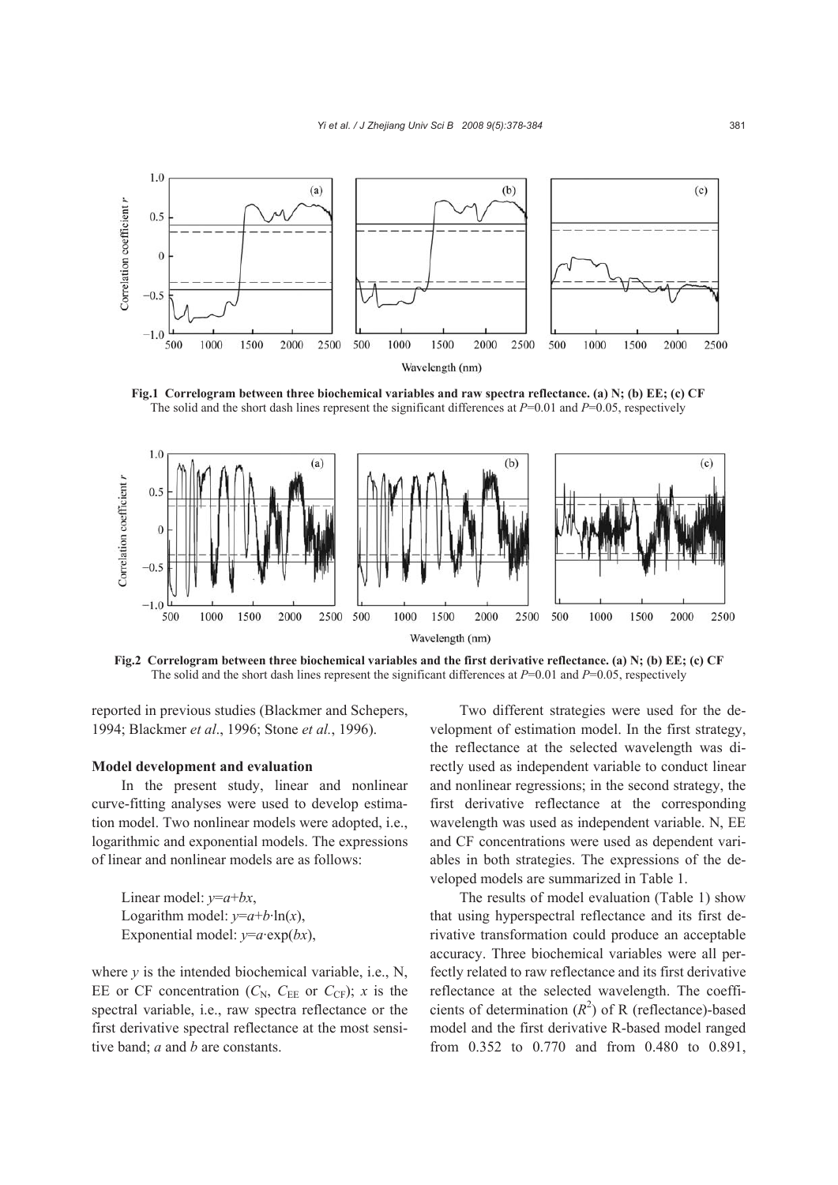Fig.1 Correlogram between three biochemical variables and raw spectra reflectance. (a) N; (b) EE; (c) CF
The solid and the short dash lines represent the significant differences at $P$=0.01 and $P$=0.05, respectively

Fig.2 Correlogram between three biochemical variables and the first derivative reflectance. (a) N; (b) EE; (c) CF
The solid and the short dash lines represent the significant differences at $P$=0.01 and $P$=0.05, respectively

reported in previous studies (Blackmer and Schepers, 1994; Blackmer *et al*., 1996; Stone *et al.*, 1996).

### Model development and evaluation

In the present study, linear and nonlinear curve-fitting analyses were used to develop estimation model. Two nonlinear models were adopted, i.e., logarithmic and exponential models. The expressions of linear and nonlinear models are as follows:

Linear model: $y=a+bx$,
Logarithm model: $y=a+b\cdot\ln(x)$,
Exponential model: $y=a\cdot\exp(bx)$,

where $y$ is the intended biochemical variable, i.e., N, EE or CF concentration ($C_N$, $C_{EE}$ or $C_{CF}$); $x$ is the spectral variable, i.e., raw spectra reflectance or the first derivative spectral reflectance at the most sensitive band; $a$ and $b$ are constants.

Two different strategies were used for the development of estimation model. In the first strategy, the reflectance at the selected wavelength was directly used as independent variable to conduct linear and nonlinear regressions; in the second strategy, the first derivative reflectance at the corresponding wavelength was used as independent variable. N, EE and CF concentrations were used as dependent variables in both strategies. The expressions of the developed models are summarized in Table 1.

The results of model evaluation (Table 1) show that using hyperspectral reflectance and its first derivative transformation could produce an acceptable accuracy. Three biochemical variables were all perfectly related to raw reflectance and its first derivative reflectance at the selected wavelength. The coefficients of determination ($R^2$) of R (reflectance)-based model and the first derivative R-based model ranged from 0.352 to 0.770 and from 0.480 to 0.891,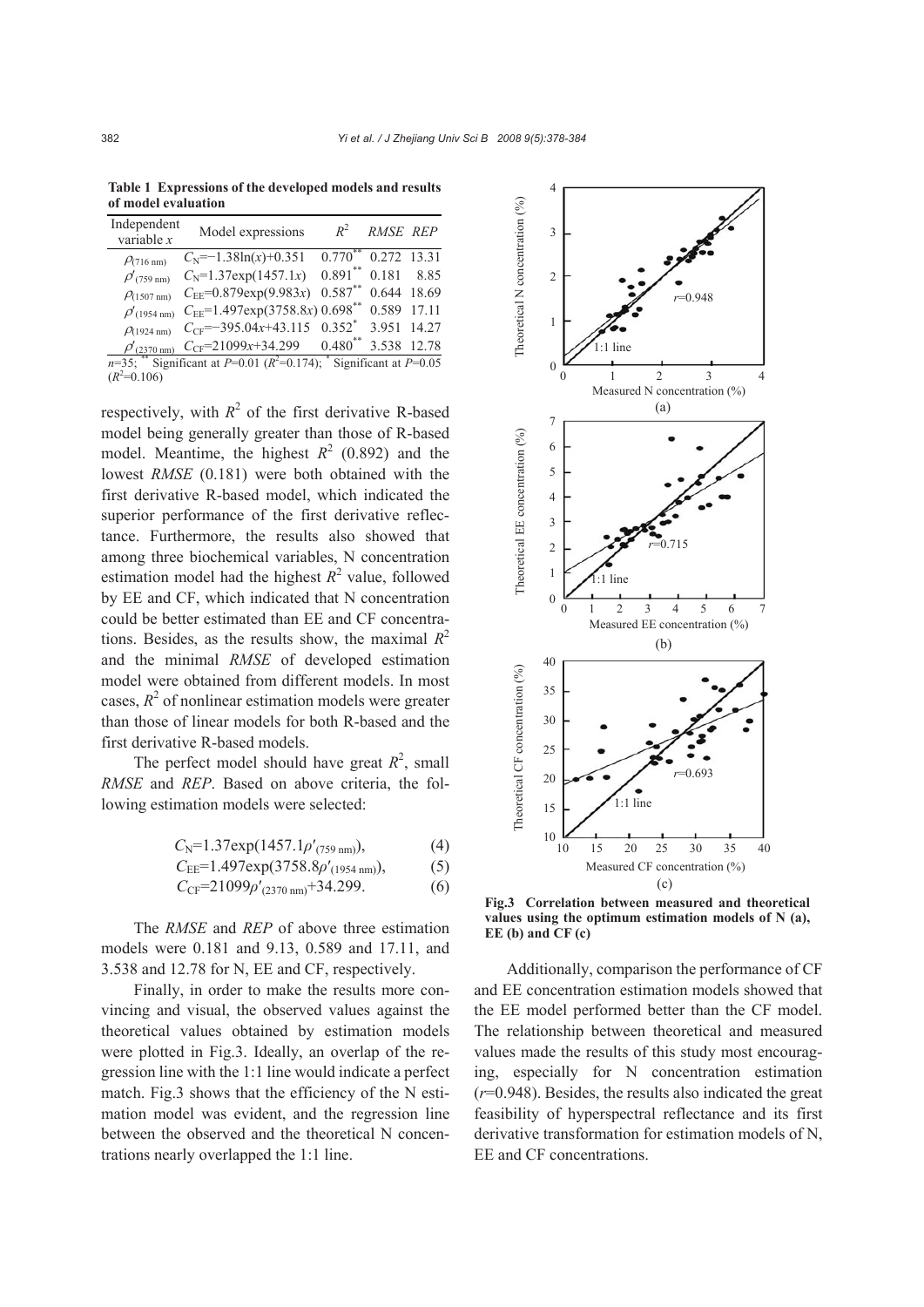**Table 1 Expressions of the developed models and results of model evaluation**

| Independent variable $x$ | Model expressions | $R^2$ | $RMSE$ | $REP$ |
|---|---|---|---|---|
| $\rho_{(716\ \text{nm})}$ | $C_N=-1.38\ln(x)+0.351$ | $0.770^{**}$ | 0.272 | 13.31 |
| $\rho'_{(759\ \text{nm})}$ | $C_N=1.37\exp(1457.1x)$ | $0.891^{**}$ | 0.181 | 8.85 |
| $\rho_{(1507\ \text{nm})}$ | $C_{EE}=0.879\exp(9.983x)$ | $0.587^{**}$ | 0.644 | 18.69 |
| $\rho'_{(1954\ \text{nm})}$ | $C_{EE}=1.497\exp(3758.8x)$ | $0.698^{**}$ | 0.589 | 17.11 |
| $\rho_{(1924\ \text{nm})}$ | $C_{CF}=-395.04x+43.115$ | $0.352^{*}$ | 3.951 | 14.27 |
| $\rho'_{(2370\ \text{nm})}$ | $C_{CF}=21099x+34.299$ | $0.480^{**}$ | 3.538 | 12.78 |

$n$=35; $^{**}$ Significant at $P$=0.01 ($R^2$=0.174); $^{*}$ Significant at $P$=0.05 ($R^2$=0.106)

respectively, with $R^2$ of the first derivative R-based model being generally greater than those of R-based model. Meantime, the highest $R^2$ (0.892) and the lowest $RMSE$ (0.181) were both obtained with the first derivative R-based model, which indicated the superior performance of the first derivative reflectance. Furthermore, the results also showed that among three biochemical variables, N concentration estimation model had the highest $R^2$ value, followed by EE and CF, which indicated that N concentration could be better estimated than EE and CF concentrations. Besides, as the results show, the maximal $R^2$ and the minimal $RMSE$ of developed estimation model were obtained from different models. In most cases, $R^2$ of nonlinear estimation models were greater than those of linear models for both R-based and the first derivative R-based models.

The perfect model should have great $R^2$, small $RMSE$ and $REP$. Based on above criteria, the following estimation models were selected:

$$C_N=1.37\exp(1457.1\rho'_{(759\ \text{nm})}), \tag{4}$$

$$C_{EE}=1.497\exp(3758.8\rho'_{(1954\ \text{nm})}), \tag{5}$$

$$C_{CF}=21099\rho'_{(2370\ \text{nm})}+34.299. \tag{6}$$

The $RMSE$ and $REP$ of above three estimation models were 0.181 and 9.13, 0.589 and 17.11, and 3.538 and 12.78 for N, EE and CF, respectively.

Finally, in order to make the results more convincing and visual, the observed values against the theoretical values obtained by estimation models were plotted in Fig.3. Ideally, an overlap of the regression line with the 1:1 line would indicate a perfect match. Fig.3 shows that the efficiency of the N estimation model was evident, and the regression line between the observed and the theoretical N concentrations nearly overlapped the 1:1 line.

**Fig.3 Correlation between measured and theoretical values using the optimum estimation models of N (a), EE (b) and CF (c)**

Additionally, comparison the performance of CF and EE concentration estimation models showed that the EE model performed better than the CF model. The relationship between theoretical and measured values made the results of this study most encouraging, especially for N concentration estimation ($r$=0.948). Besides, the results also indicated the great feasibility of hyperspectral reflectance and its first derivative transformation for estimation models of N, EE and CF concentrations.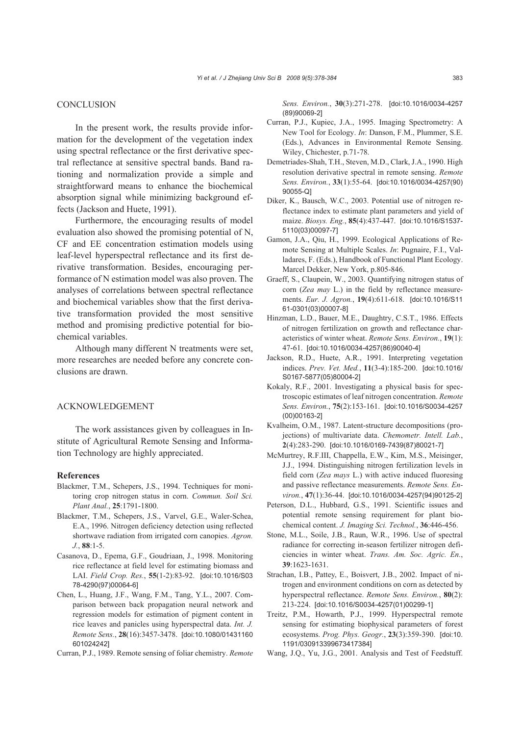## CONCLUSION

In the present work, the results provide information for the development of the vegetation index using spectral reflectance or the first derivative spectral reflectance at sensitive spectral bands. Band rationing and normalization provide a simple and straightforward means to enhance the biochemical absorption signal while minimizing background effects (Jackson and Huete, 1991).

Furthermore, the encouraging results of model evaluation also showed the promising potential of N, CF and EE concentration estimation models using leaf-level hyperspectral reflectance and its first derivative transformation. Besides, encouraging performance of N estimation model was also proven. The analyses of correlations between spectral reflectance and biochemical variables show that the first derivative transformation provided the most sensitive method and promising predictive potential for biochemical variables.

Although many different N treatments were set, more researches are needed before any concrete conclusions are drawn.

## ACKNOWLEDGEMENT

The work assistances given by colleagues in Institute of Agricultural Remote Sensing and Information Technology are highly appreciated.

## References

Blackmer, T.M., Schepers, J.S., 1994. Techniques for monitoring crop nitrogen status in corn. *Commun. Soil Sci. Plant Anal.*, **25**:1791-1800.

Blackmer, T.M., Schepers, J.S., Varvel, G.E., Waler-Schea, E.A., 1996. Nitrogen deficiency detection using reflected shortwave radiation from irrigated corn canopies. *Agron. J.*, **88**:1-5.

Casanova, D., Epema, G.F., Goudriaan, J., 1998. Monitoring rice reflectance at field level for estimating biomass and LAI. *Field Crop. Res.*, **55**(1-2):83-92. [doi:10.1016/S0378-4290(97)00064-6]

Chen, L., Huang, J.F., Wang, F.M., Tang, Y.L., 2007. Comparison between back propagation neural network and regression models for estimation of pigment content in rice leaves and panicles using hyperspectral data. *Int. J. Remote Sens.*, **28**(16):3457-3478. [doi:10.1080/01431160601024242]

Curran, P.J., 1989. Remote sensing of foliar chemistry. *Remote Sens. Environ.*, **30**(3):271-278. [doi:10.1016/0034-4257(89)90069-2]

Curran, P.J., Kupiec, J.A., 1995. Imaging Spectrometry: A New Tool for Ecology. *In*: Danson, F.M., Plummer, S.E. (Eds.), Advances in Environmental Remote Sensing. Wiley, Chichester, p.71-78.

Demetriades-Shah, T.H., Steven, M.D., Clark, J.A., 1990. High resolution derivative spectral in remote sensing. *Remote Sens. Environ.*, **33**(1):55-64. [doi:10.1016/0034-4257(90)90055-Q]

Diker, K., Bausch, W.C., 2003. Potential use of nitrogen reflectance index to estimate plant parameters and yield of maize. *Biosys. Eng.*, **85**(4):437-447. [doi:10.1016/S1537-5110(03)00097-7]

Gamon, J.A., Qiu, H., 1999. Ecological Applications of Remote Sensing at Multiple Scales. *In*: Pugnaire, F.I., Valladares, F. (Eds.), Handbook of Functional Plant Ecology. Marcel Dekker, New York, p.805-846.

Graeff, S., Claupein, W., 2003. Quantifying nitrogen status of corn (*Zea may* L.) in the field by reflectance measurements. *Eur. J. Agron.*, **19**(4):611-618. [doi:10.1016/S1161-0301(03)00007-8]

Hinzman, L.D., Bauer, M.E., Daughtry, C.S.T., 1986. Effects of nitrogen fertilization on growth and reflectance characteristics of winter wheat. *Remote Sens. Environ.*, **19**(1):47-61. [doi:10.1016/0034-4257(86)90040-4]

Jackson, R.D., Huete, A.R., 1991. Interpreting vegetation indices. *Prev. Vet. Med.*, **11**(3-4):185-200. [doi:10.1016/S0167-5877(05)80004-2]

Kokaly, R.F., 2001. Investigating a physical basis for spectroscopic estimates of leaf nitrogen concentration. *Remote Sens. Environ.*, **75**(2):153-161. [doi:10.1016/S0034-4257(00)00163-2]

Kvalheim, O.M., 1987. Latent-structure decompositions (projections) of multivariate data. *Chemometr. Intell. Lab.*, **2**(4):283-290. [doi:10.1016/0169-7439(87)80021-7]

McMurtrey, R.F.III, Chappella, E.W., Kim, M.S., Meisinger, J.J., 1994. Distinguishing nitrogen fertilization levels in field corn (*Zea mays* L.) with active induced fluoresing and passive reflectance measurements. *Remote Sens. Environ.*, **47**(1):36-44. [doi:10.1016/0034-4257(94)90125-2]

Peterson, D.L., Hubbard, G.S., 1991. Scientific issues and potential remote sensing requirement for plant biochemical content. *J. Imaging Sci. Technol.*, **36**:446-456.

Stone, M.L., Soile, J.B., Raun, W.R., 1996. Use of spectral radiance for correcting in-season fertilizer nitrogen deficiencies in winter wheat. *Trans. Am. Soc. Agric. En.*, **39**:1623-1631.

Strachan, I.B., Pattey, E., Boisvert, J.B., 2002. Impact of nitrogen and environment conditions on corn as detected by hyperspectral reflectance. *Remote Sens. Environ.*, **80**(2):213-224. [doi:10.1016/S0034-4257(01)00299-1]

Treitz, P.M., Howarth, P.J., 1999. Hyperspectral remote sensing for estimating biophysical parameters of forest ecosystems. *Prog. Phys. Geogr.*, **23**(3):359-390. [doi:10.1191/030913399673417384]

Wang, J.Q., Yu, J.G., 2001. Analysis and Test of Feedstuff.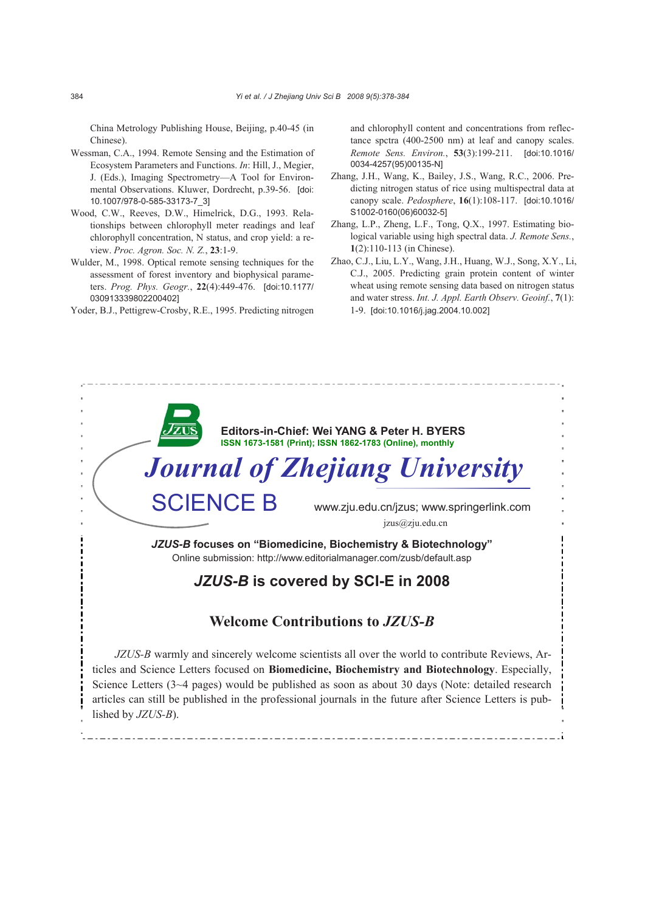China Metrology Publishing House, Beijing, p.40-45 (in Chinese).

Wessman, C.A., 1994. Remote Sensing and the Estimation of Ecosystem Parameters and Functions. *In*: Hill, J., Megier, J. (Eds.), Imaging Spectrometry—A Tool for Environmental Observations. Kluwer, Dordrecht, p.39-56. [doi:10.1007/978-0-585-33173-7_3]

Wood, C.W., Reeves, D.W., Himelrick, D.G., 1993. Relationships between chlorophyll meter readings and leaf chlorophyll concentration, N status, and crop yield: a review. *Proc. Agron. Soc. N. Z.*, **23**:1-9.

Wulder, M., 1998. Optical remote sensing techniques for the assessment of forest inventory and biophysical parameters. *Prog. Phys. Geogr.*, **22**(4):449-476. [doi:10.1177/030913339802200402]

Yoder, B.J., Pettigrew-Crosby, R.E., 1995. Predicting nitrogen and chlorophyll content and concentrations from reflectance spctra (400-2500 nm) at leaf and canopy scales. *Remote Sens. Environ.*, **53**(3):199-211. [doi:10.1016/0034-4257(95)00135-N]

Zhang, J.H., Wang, K., Bailey, J.S., Wang, R.C., 2006. Predicting nitrogen status of rice using multispectral data at canopy scale. *Pedosphere*, **16**(1):108-117. [doi:10.1016/S1002-0160(06)60032-5]

Zhang, L.P., Zheng, L.F., Tong, Q.X., 1997. Estimating biological variable using high spectral data. *J. Remote Sens.*, **1**(2):110-113 (in Chinese).

Zhao, C.J., Liu, L.Y., Wang, J.H., Huang, W.J., Song, X.Y., Li, C.J., 2005. Predicting grain protein content of winter wheat using remote sensing data based on nitrogen status and water stress. *Int. J. Appl. Earth Observ. Geoinf.*, **7**(1):1-9. [doi:10.1016/j.jag.2004.10.002]

---

JZUS

**Editors-in-Chief: Wei YANG & Peter H. BYERS**
**ISSN 1673-1581 (Print); ISSN 1862-1783 (Online), monthly**

# *Journal of Zhejiang University*
## SCIENCE B

www.zju.edu.cn/jzus; www.springerlink.com
jzus@zju.edu.cn

***JZUS-B* focuses on "Biomedicine, Biochemistry & Biotechnology"**
Online submission: http://www.editorialmanager.com/zusb/default.asp

### *JZUS-B* is covered by SCI-E in 2008

### Welcome Contributions to *JZUS-B*

*JZUS-B* warmly and sincerely welcome scientists all over the world to contribute Reviews, Articles and Science Letters focused on **Biomedicine, Biochemistry and Biotechnology**. Especially, Science Letters (3~4 pages) would be published as soon as about 30 days (Note: detailed research articles can still be published in the professional journals in the future after Science Letters is published by *JZUS-B*).